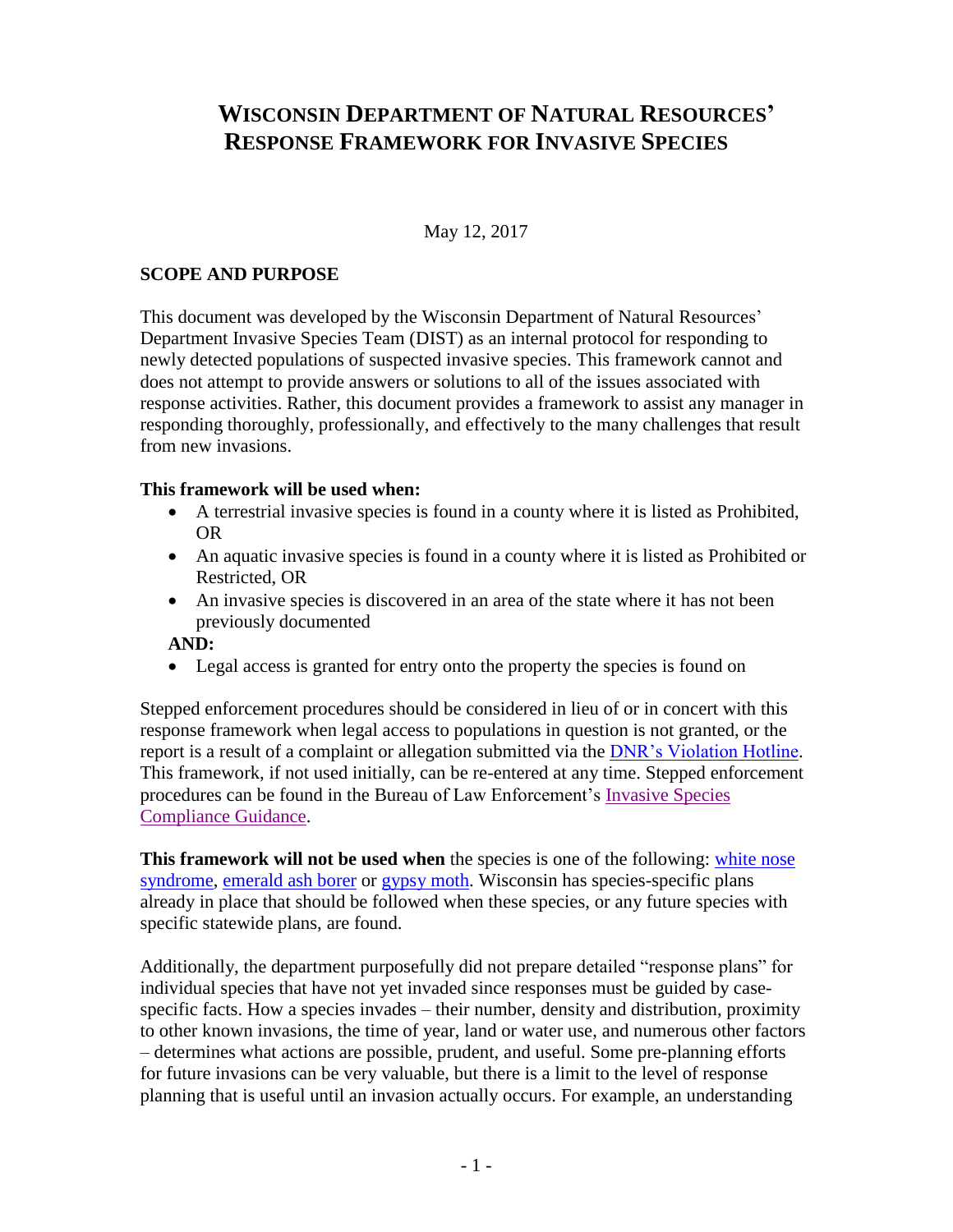# WISCONSIN DEPARTMENT OF NATURAL RESOURCES' RESPONSE FRAMEWORK FOR INVASIVE SPECIES

May 12, 2017

## SCOPE AND PURPOSE

This document was developed by the Wisconsin Department of Natural Resources' Department Invasive Species Team (DIST) as an internal protocol for responding to newly detected populations of suspected invasive species. This framework cannot and does not attempt to provide answers or solutions to all of the issues associated with response activities. Rather, this document provides a framework to assist any manager in responding thoroughly, professionally, and effectively to the many challenges that result from new invasions.

**This framework will be used when:**

- A terrestrial invasive species is found in a county where it is listed as Prohibited, OR
- An aquatic invasive species is found in a county where it is listed as Prohibited or Restricted, OR
- An invasive species is discovered in an area of the state where it has not been previously documented

**AND:**

- Legal access is granted for entry onto the property the species is found on

Stepped enforcement procedures should be considered in lieu of or in concert with this response framework when legal access to populations in question is not granted, or the report is a result of a complaint or allegation submitted via the DNR's Violation Hotline. This framework, if not used initially, can be re-entered at any time. Stepped enforcement procedures can be found in the Bureau of Law Enforcement's Invasive Species Compliance Guidance.

**This framework will not be used when** the species is one of the following: white nose syndrome, emerald ash borer or gypsy moth. Wisconsin has species-specific plans already in place that should be followed when these species, or any future species with specific statewide plans, are found.

Additionally, the department purposefully did not prepare detailed "response plans" for individual species that have not yet invaded since responses must be guided by case-specific facts. How a species invades – their number, density and distribution, proximity to other known invasions, the time of year, land or water use, and numerous other factors – determines what actions are possible, prudent, and useful. Some pre-planning efforts for future invasions can be very valuable, but there is a limit to the level of response planning that is useful until an invasion actually occurs. For example, an understanding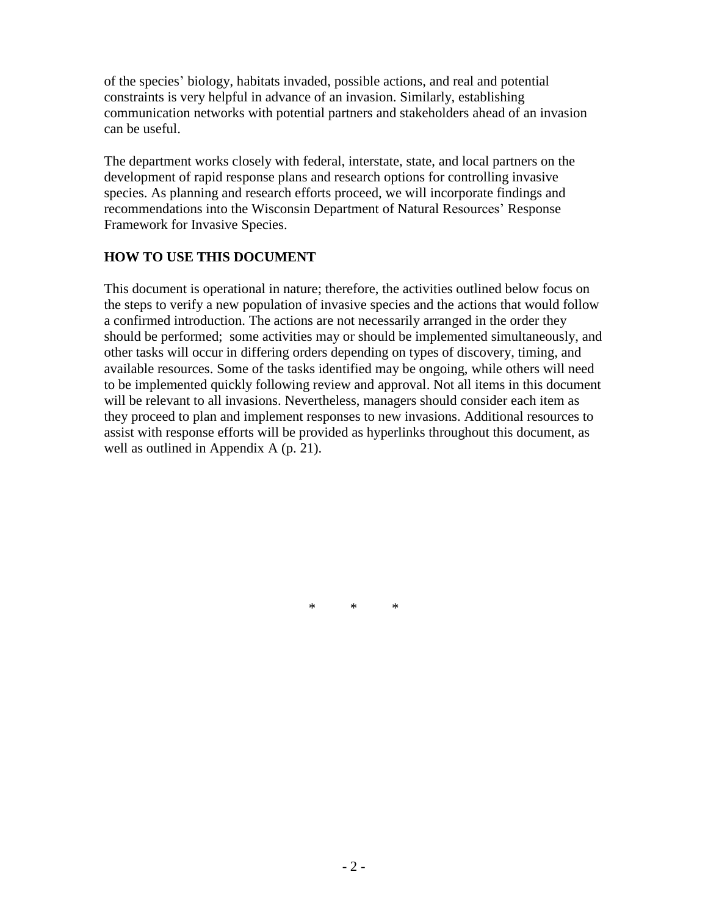of the species' biology, habitats invaded, possible actions, and real and potential constraints is very helpful in advance of an invasion. Similarly, establishing communication networks with potential partners and stakeholders ahead of an invasion can be useful.

The department works closely with federal, interstate, state, and local partners on the development of rapid response plans and research options for controlling invasive species. As planning and research efforts proceed, we will incorporate findings and recommendations into the Wisconsin Department of Natural Resources' Response Framework for Invasive Species.

## HOW TO USE THIS DOCUMENT

This document is operational in nature; therefore, the activities outlined below focus on the steps to verify a new population of invasive species and the actions that would follow a confirmed introduction. The actions are not necessarily arranged in the order they should be performed; some activities may or should be implemented simultaneously, and other tasks will occur in differing orders depending on types of discovery, timing, and available resources. Some of the tasks identified may be ongoing, while others will need to be implemented quickly following review and approval. Not all items in this document will be relevant to all invasions. Nevertheless, managers should consider each item as they proceed to plan and implement responses to new invasions. Additional resources to assist with response efforts will be provided as hyperlinks throughout this document, as well as outlined in Appendix A (p. 21).

\*　　\*　　\*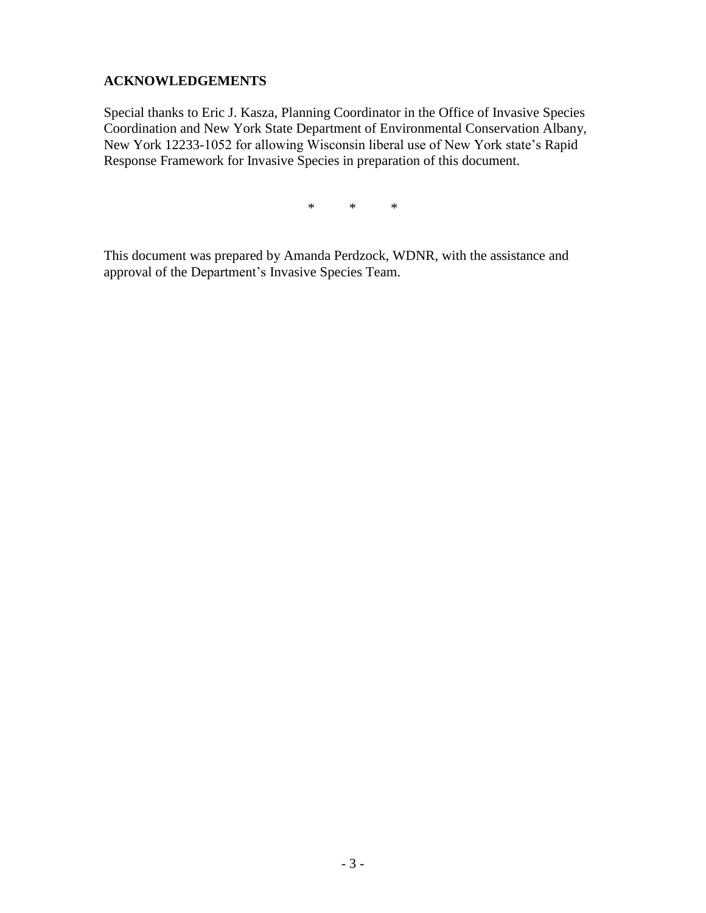## ACKNOWLEDGEMENTS

Special thanks to Eric J. Kasza, Planning Coordinator in the Office of Invasive Species Coordination and New York State Department of Environmental Conservation Albany, New York 12233-1052 for allowing Wisconsin liberal use of New York state's Rapid Response Framework for Invasive Species in preparation of this document.

\* \* \*

This document was prepared by Amanda Perdzock, WDNR, with the assistance and approval of the Department's Invasive Species Team.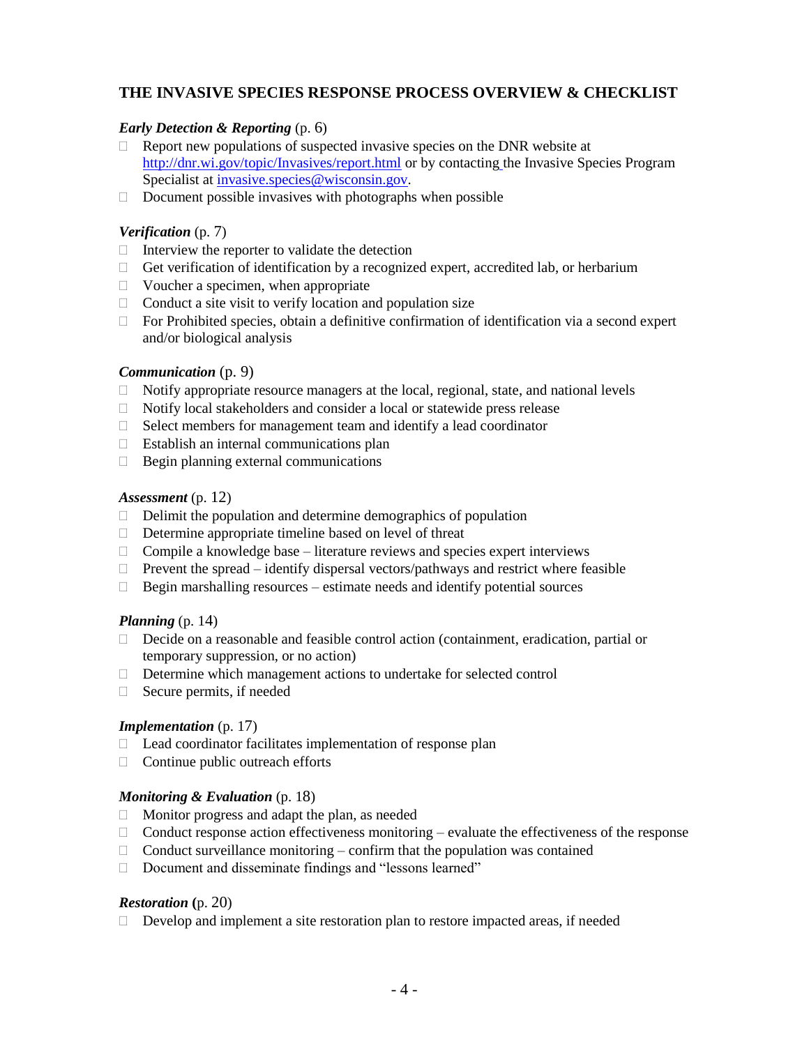## THE INVASIVE SPECIES RESPONSE PROCESS OVERVIEW & CHECKLIST

***Early Detection & Reporting*** (p. 6)

- ☐ Report new populations of suspected invasive species on the DNR website at http://dnr.wi.gov/topic/Invasives/report.html or by contacting the Invasive Species Program Specialist at invasive.species@wisconsin.gov.
- ☐ Document possible invasives with photographs when possible

***Verification*** (p. 7)

- ☐ Interview the reporter to validate the detection
- ☐ Get verification of identification by a recognized expert, accredited lab, or herbarium
- ☐ Voucher a specimen, when appropriate
- ☐ Conduct a site visit to verify location and population size
- ☐ For Prohibited species, obtain a definitive confirmation of identification via a second expert and/or biological analysis

***Communication*** (p. 9)

- ☐ Notify appropriate resource managers at the local, regional, state, and national levels
- ☐ Notify local stakeholders and consider a local or statewide press release
- ☐ Select members for management team and identify a lead coordinator
- ☐ Establish an internal communications plan
- ☐ Begin planning external communications

***Assessment*** (p. 12)

- ☐ Delimit the population and determine demographics of population
- ☐ Determine appropriate timeline based on level of threat
- ☐ Compile a knowledge base – literature reviews and species expert interviews
- ☐ Prevent the spread – identify dispersal vectors/pathways and restrict where feasible
- ☐ Begin marshalling resources – estimate needs and identify potential sources

***Planning*** (p. 14)

- ☐ Decide on a reasonable and feasible control action (containment, eradication, partial or temporary suppression, or no action)
- ☐ Determine which management actions to undertake for selected control
- ☐ Secure permits, if needed

***Implementation*** (p. 17)

- ☐ Lead coordinator facilitates implementation of response plan
- ☐ Continue public outreach efforts

***Monitoring & Evaluation*** (p. 18)

- ☐ Monitor progress and adapt the plan, as needed
- ☐ Conduct response action effectiveness monitoring – evaluate the effectiveness of the response
- ☐ Conduct surveillance monitoring – confirm that the population was contained
- ☐ Document and disseminate findings and "lessons learned"

***Restoration*** (p. 20)

- ☐ Develop and implement a site restoration plan to restore impacted areas, if needed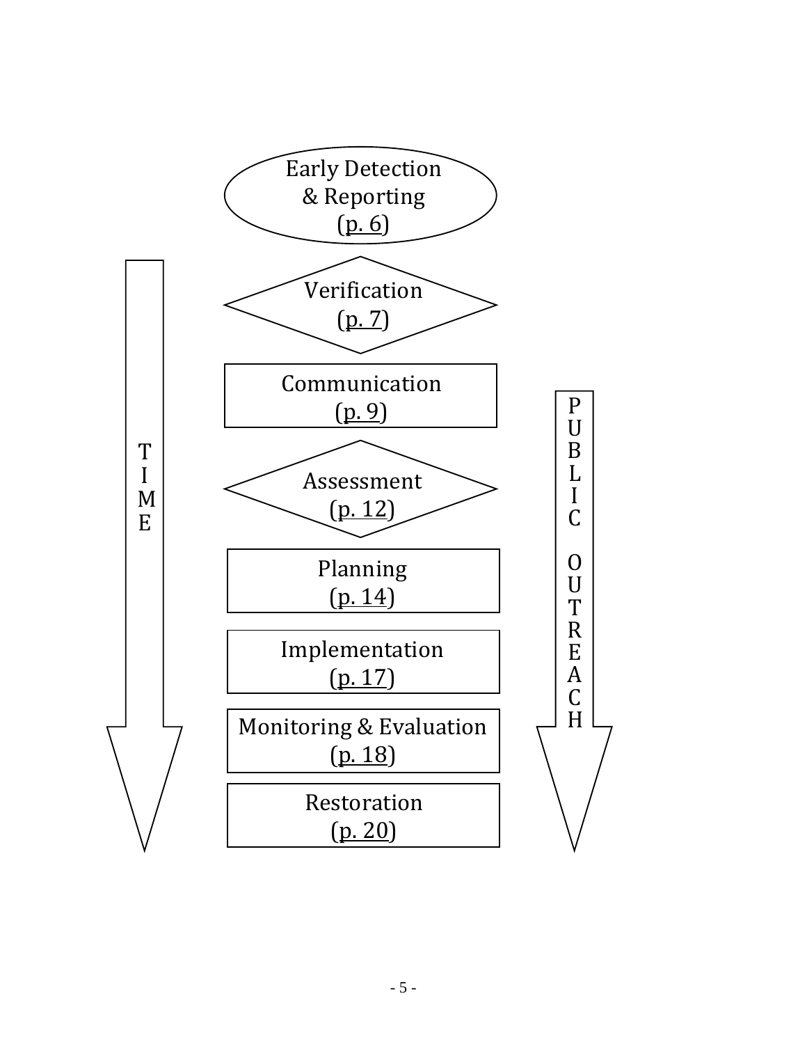Early Detection & Reporting (p. 6)

Verification (p. 7)

Communication (p. 9)

Assessment (p. 12)

Planning (p. 14)

Implementation (p. 17)

Monitoring & Evaluation (p. 18)

Restoration (p. 20)

TIME

PUBLIC OUTREACH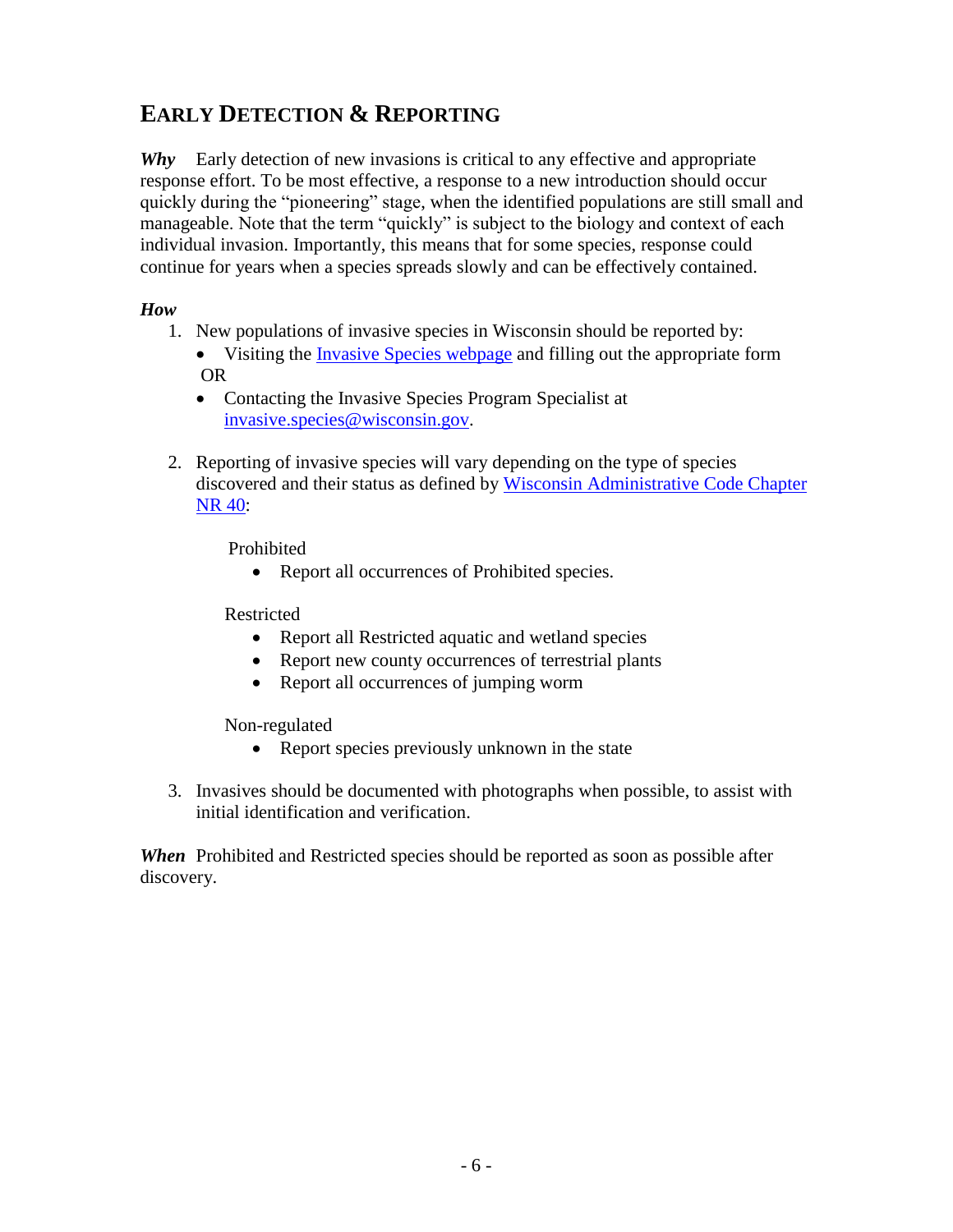## Early Detection & Reporting

***Why*** Early detection of new invasions is critical to any effective and appropriate response effort. To be most effective, a response to a new introduction should occur quickly during the "pioneering" stage, when the identified populations are still small and manageable. Note that the term "quickly" is subject to the biology and context of each individual invasion. Importantly, this means that for some species, response could continue for years when a species spreads slowly and can be effectively contained.

***How***

1. New populations of invasive species in Wisconsin should be reported by:
   - Visiting the [Invasive Species webpage] and filling out the appropriate form

   OR
   - Contacting the Invasive Species Program Specialist at invasive.species@wisconsin.gov.

2. Reporting of invasive species will vary depending on the type of species discovered and their status as defined by [Wisconsin Administrative Code Chapter NR 40]:

   Prohibited
   - Report all occurrences of Prohibited species.

   Restricted
   - Report all Restricted aquatic and wetland species
   - Report new county occurrences of terrestrial plants
   - Report all occurrences of jumping worm

   Non-regulated
   - Report species previously unknown in the state

3. Invasives should be documented with photographs when possible, to assist with initial identification and verification.

***When*** Prohibited and Restricted species should be reported as soon as possible after discovery.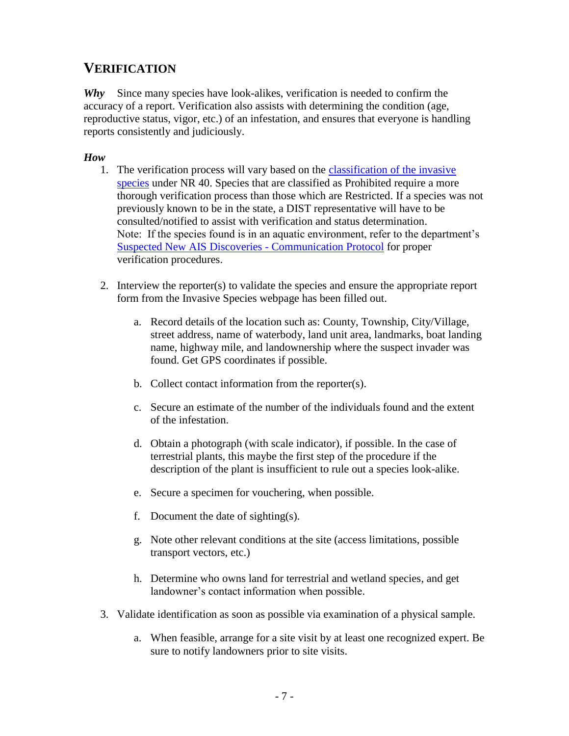## VERIFICATION

***Why*** Since many species have look-alikes, verification is needed to confirm the accuracy of a report. Verification also assists with determining the condition (age, reproductive status, vigor, etc.) of an infestation, and ensures that everyone is handling reports consistently and judiciously.

***How***

1. The verification process will vary based on the classification of the invasive species under NR 40. Species that are classified as Prohibited require a more thorough verification process than those which are Restricted. If a species was not previously known to be in the state, a DIST representative will have to be consulted/notified to assist with verification and status determination.
   Note: If the species found is in an aquatic environment, refer to the department's Suspected New AIS Discoveries - Communication Protocol for proper verification procedures.

2. Interview the reporter(s) to validate the species and ensure the appropriate report form from the Invasive Species webpage has been filled out.

   a. Record details of the location such as: County, Township, City/Village, street address, name of waterbody, land unit area, landmarks, boat landing name, highway mile, and landownership where the suspect invader was found. Get GPS coordinates if possible.

   b. Collect contact information from the reporter(s).

   c. Secure an estimate of the number of the individuals found and the extent of the infestation.

   d. Obtain a photograph (with scale indicator), if possible. In the case of terrestrial plants, this maybe the first step of the procedure if the description of the plant is insufficient to rule out a species look-alike.

   e. Secure a specimen for vouchering, when possible.

   f. Document the date of sighting(s).

   g. Note other relevant conditions at the site (access limitations, possible transport vectors, etc.)

   h. Determine who owns land for terrestrial and wetland species, and get landowner's contact information when possible.

3. Validate identification as soon as possible via examination of a physical sample.

   a. When feasible, arrange for a site visit by at least one recognized expert. Be sure to notify landowners prior to site visits.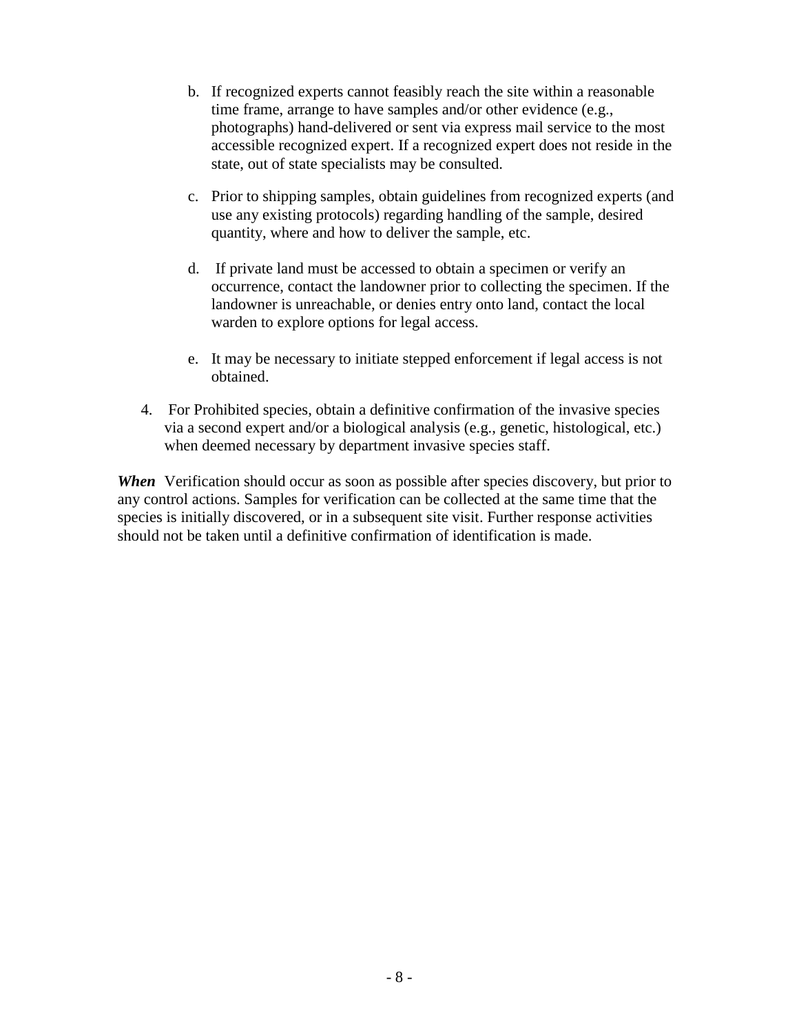b. If recognized experts cannot feasibly reach the site within a reasonable time frame, arrange to have samples and/or other evidence (e.g., photographs) hand-delivered or sent via express mail service to the most accessible recognized expert. If a recognized expert does not reside in the state, out of state specialists may be consulted.

c. Prior to shipping samples, obtain guidelines from recognized experts (and use any existing protocols) regarding handling of the sample, desired quantity, where and how to deliver the sample, etc.

d. If private land must be accessed to obtain a specimen or verify an occurrence, contact the landowner prior to collecting the specimen. If the landowner is unreachable, or denies entry onto land, contact the local warden to explore options for legal access.

e. It may be necessary to initiate stepped enforcement if legal access is not obtained.

4. For Prohibited species, obtain a definitive confirmation of the invasive species via a second expert and/or a biological analysis (e.g., genetic, histological, etc.) when deemed necessary by department invasive species staff.

***When*** Verification should occur as soon as possible after species discovery, but prior to any control actions. Samples for verification can be collected at the same time that the species is initially discovered, or in a subsequent site visit. Further response activities should not be taken until a definitive confirmation of identification is made.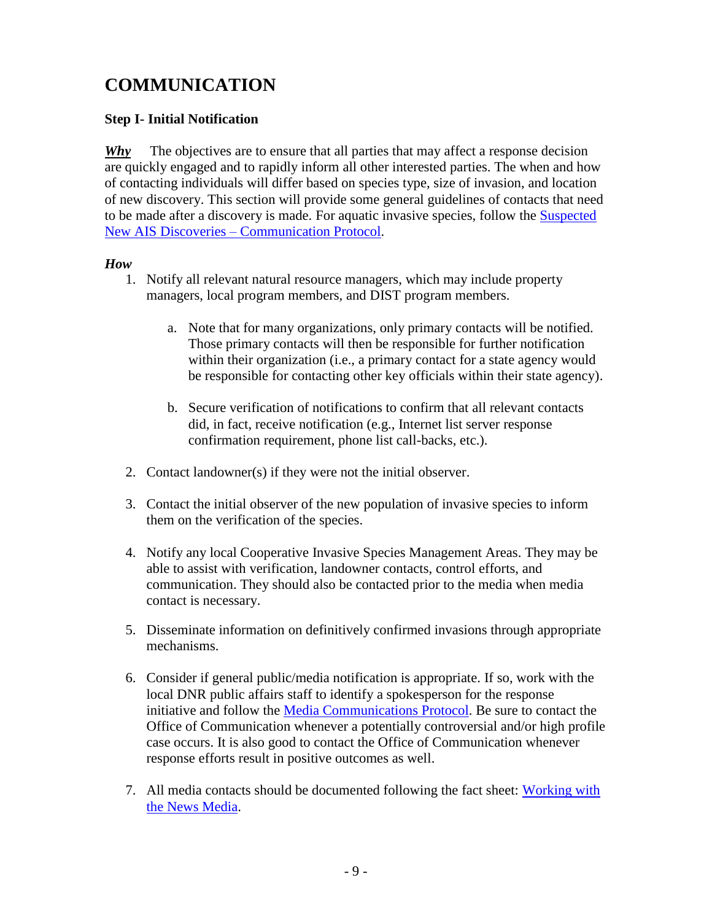# COMMUNICATION

### Step I- Initial Notification

***Why*** The objectives are to ensure that all parties that may affect a response decision are quickly engaged and to rapidly inform all other interested parties. The when and how of contacting individuals will differ based on species type, size of invasion, and location of new discovery. This section will provide some general guidelines of contacts that need to be made after a discovery is made. For aquatic invasive species, follow the Suspected New AIS Discoveries – Communication Protocol.

***How***

1. Notify all relevant natural resource managers, which may include property managers, local program members, and DIST program members.

    a. Note that for many organizations, only primary contacts will be notified. Those primary contacts will then be responsible for further notification within their organization (i.e., a primary contact for a state agency would be responsible for contacting other key officials within their state agency).

    b. Secure verification of notifications to confirm that all relevant contacts did, in fact, receive notification (e.g., Internet list server response confirmation requirement, phone list call-backs, etc.).

2. Contact landowner(s) if they were not the initial observer.

3. Contact the initial observer of the new population of invasive species to inform them on the verification of the species.

4. Notify any local Cooperative Invasive Species Management Areas. They may be able to assist with verification, landowner contacts, control efforts, and communication. They should also be contacted prior to the media when media contact is necessary.

5. Disseminate information on definitively confirmed invasions through appropriate mechanisms.

6. Consider if general public/media notification is appropriate. If so, work with the local DNR public affairs staff to identify a spokesperson for the response initiative and follow the Media Communications Protocol. Be sure to contact the Office of Communication whenever a potentially controversial and/or high profile case occurs. It is also good to contact the Office of Communication whenever response efforts result in positive outcomes as well.

7. All media contacts should be documented following the fact sheet: Working with the News Media.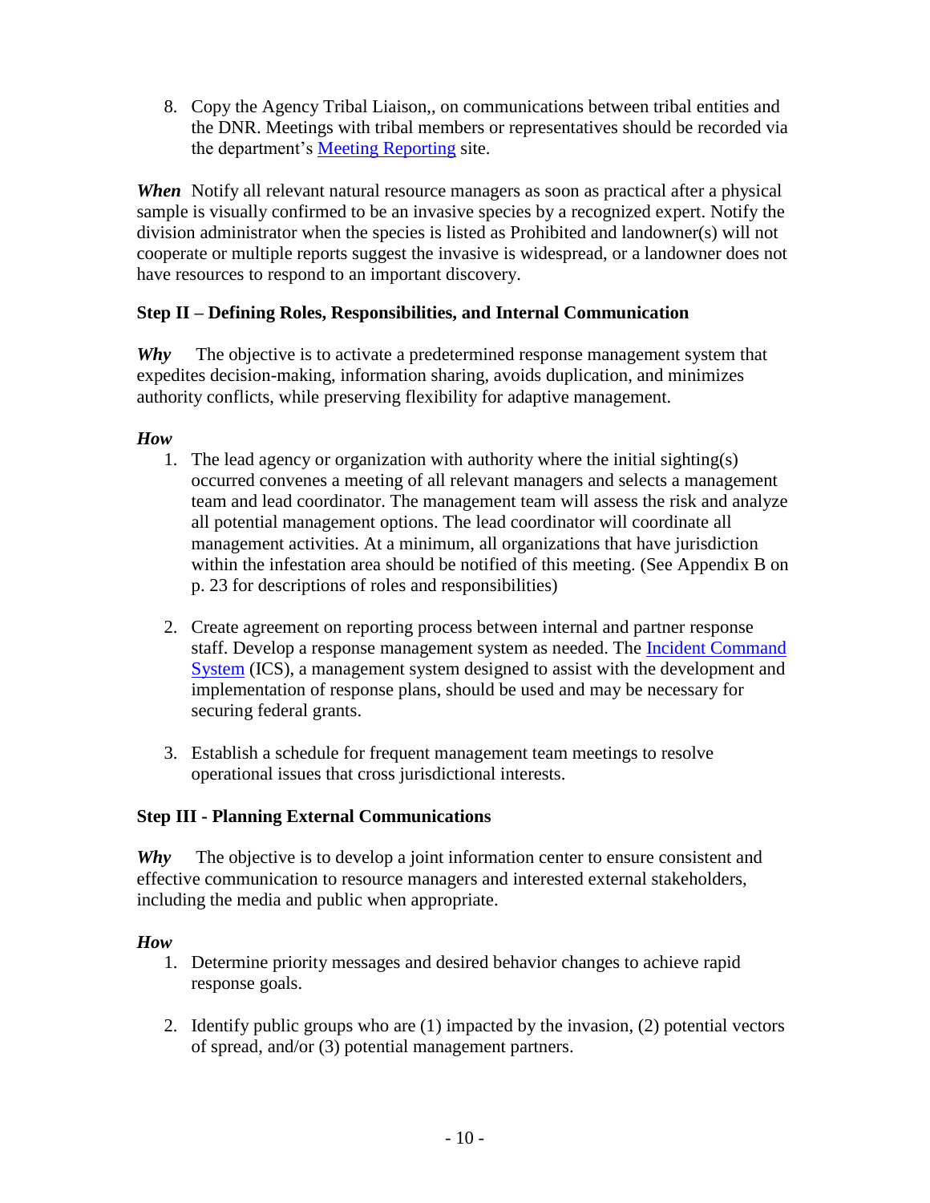8. Copy the Agency Tribal Liaison,, on communications between tribal entities and the DNR. Meetings with tribal members or representatives should be recorded via the department's Meeting Reporting site.

***When*** Notify all relevant natural resource managers as soon as practical after a physical sample is visually confirmed to be an invasive species by a recognized expert. Notify the division administrator when the species is listed as Prohibited and landowner(s) will not cooperate or multiple reports suggest the invasive is widespread, or a landowner does not have resources to respond to an important discovery.

### Step II – Defining Roles, Responsibilities, and Internal Communication

***Why*** The objective is to activate a predetermined response management system that expedites decision-making, information sharing, avoids duplication, and minimizes authority conflicts, while preserving flexibility for adaptive management.

***How***

1. The lead agency or organization with authority where the initial sighting(s) occurred convenes a meeting of all relevant managers and selects a management team and lead coordinator. The management team will assess the risk and analyze all potential management options. The lead coordinator will coordinate all management activities. At a minimum, all organizations that have jurisdiction within the infestation area should be notified of this meeting. (See Appendix B on p. 23 for descriptions of roles and responsibilities)

2. Create agreement on reporting process between internal and partner response staff. Develop a response management system as needed. The Incident Command System (ICS), a management system designed to assist with the development and implementation of response plans, should be used and may be necessary for securing federal grants.

3. Establish a schedule for frequent management team meetings to resolve operational issues that cross jurisdictional interests.

### Step III - Planning External Communications

***Why*** The objective is to develop a joint information center to ensure consistent and effective communication to resource managers and interested external stakeholders, including the media and public when appropriate.

***How***

1. Determine priority messages and desired behavior changes to achieve rapid response goals.

2. Identify public groups who are (1) impacted by the invasion, (2) potential vectors of spread, and/or (3) potential management partners.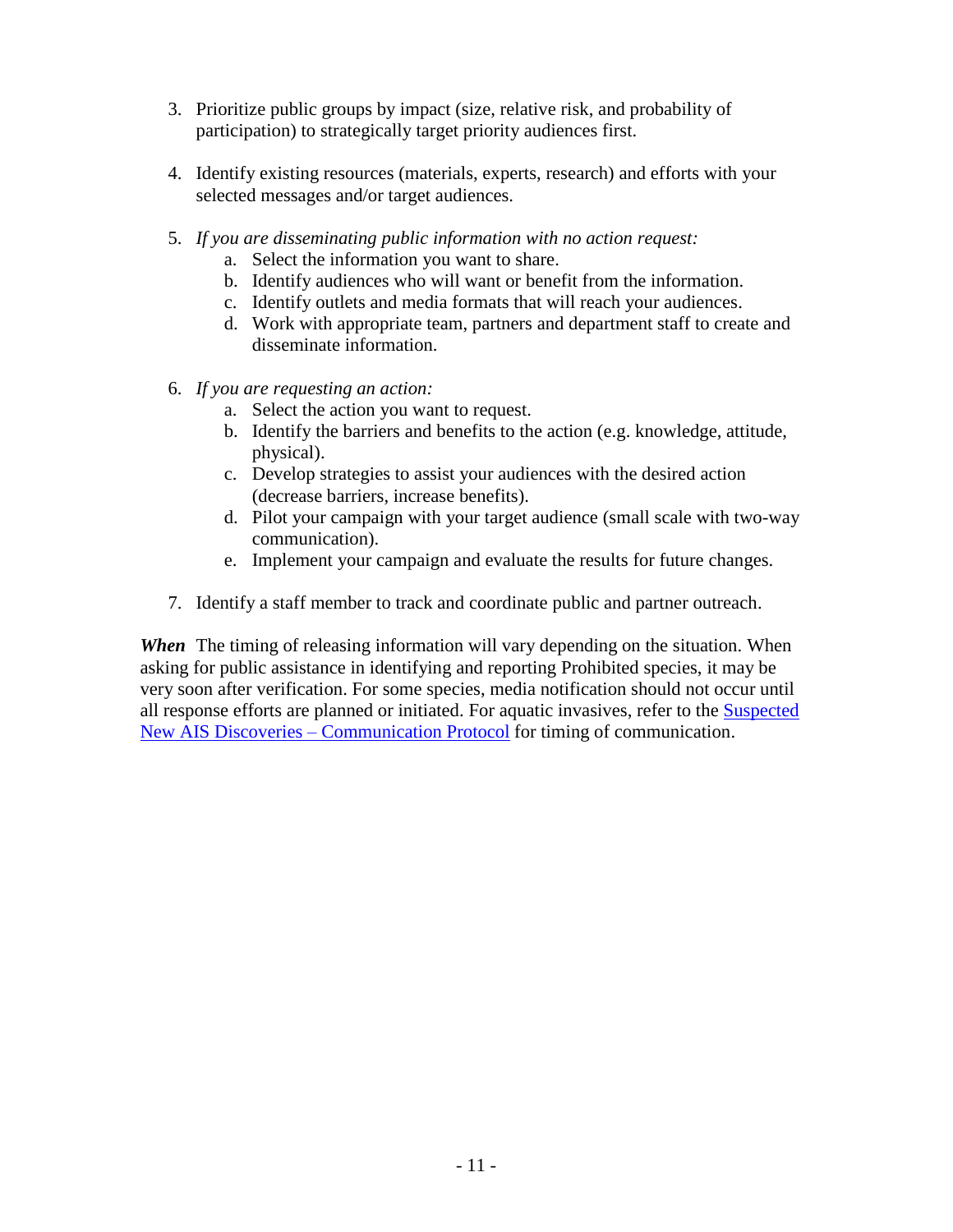3. Prioritize public groups by impact (size, relative risk, and probability of participation) to strategically target priority audiences first.

4. Identify existing resources (materials, experts, research) and efforts with your selected messages and/or target audiences.

5. *If you are disseminating public information with no action request:*
   a. Select the information you want to share.
   b. Identify audiences who will want or benefit from the information.
   c. Identify outlets and media formats that will reach your audiences.
   d. Work with appropriate team, partners and department staff to create and disseminate information.

6. *If you are requesting an action:*
   a. Select the action you want to request.
   b. Identify the barriers and benefits to the action (e.g. knowledge, attitude, physical).
   c. Develop strategies to assist your audiences with the desired action (decrease barriers, increase benefits).
   d. Pilot your campaign with your target audience (small scale with two-way communication).
   e. Implement your campaign and evaluate the results for future changes.

7. Identify a staff member to track and coordinate public and partner outreach.

***When*** The timing of releasing information will vary depending on the situation. When asking for public assistance in identifying and reporting Prohibited species, it may be very soon after verification. For some species, media notification should not occur until all response efforts are planned or initiated. For aquatic invasives, refer to the Suspected New AIS Discoveries – Communication Protocol for timing of communication.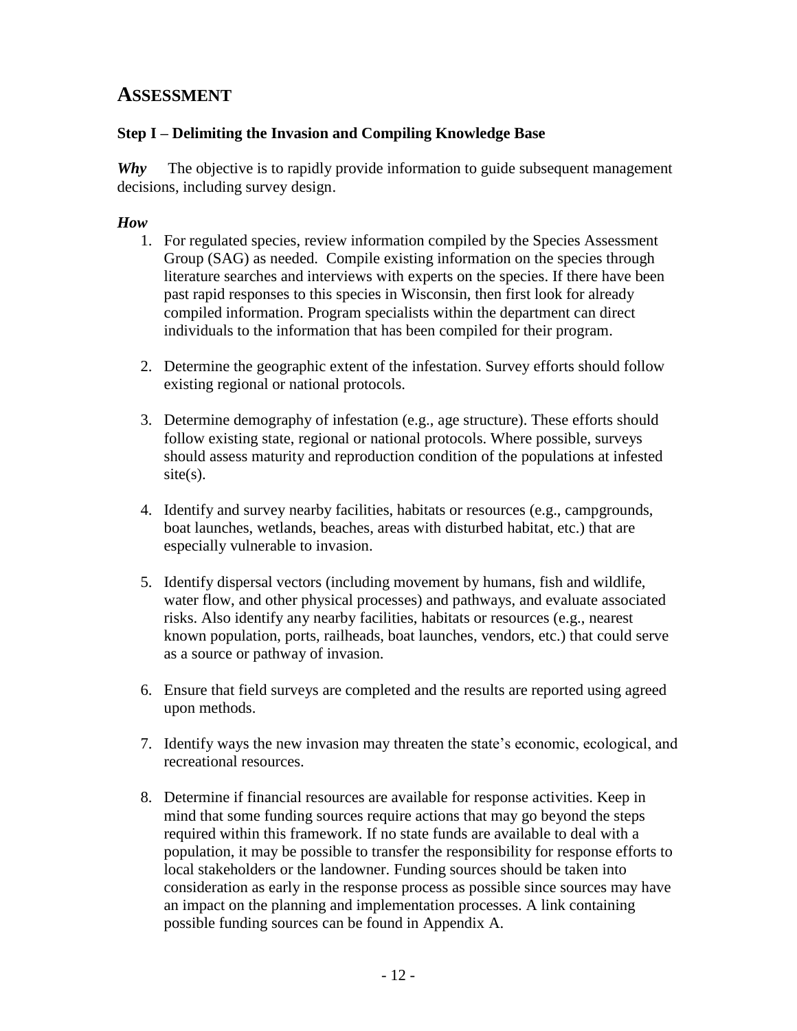## ASSESSMENT

### Step I – Delimiting the Invasion and Compiling Knowledge Base

***Why*** The objective is to rapidly provide information to guide subsequent management decisions, including survey design.

***How***

1. For regulated species, review information compiled by the Species Assessment Group (SAG) as needed. Compile existing information on the species through literature searches and interviews with experts on the species. If there have been past rapid responses to this species in Wisconsin, then first look for already compiled information. Program specialists within the department can direct individuals to the information that has been compiled for their program.

2. Determine the geographic extent of the infestation. Survey efforts should follow existing regional or national protocols.

3. Determine demography of infestation (e.g., age structure). These efforts should follow existing state, regional or national protocols. Where possible, surveys should assess maturity and reproduction condition of the populations at infested site(s).

4. Identify and survey nearby facilities, habitats or resources (e.g., campgrounds, boat launches, wetlands, beaches, areas with disturbed habitat, etc.) that are especially vulnerable to invasion.

5. Identify dispersal vectors (including movement by humans, fish and wildlife, water flow, and other physical processes) and pathways, and evaluate associated risks. Also identify any nearby facilities, habitats or resources (e.g., nearest known population, ports, railheads, boat launches, vendors, etc.) that could serve as a source or pathway of invasion.

6. Ensure that field surveys are completed and the results are reported using agreed upon methods.

7. Identify ways the new invasion may threaten the state's economic, ecological, and recreational resources.

8. Determine if financial resources are available for response activities. Keep in mind that some funding sources require actions that may go beyond the steps required within this framework. If no state funds are available to deal with a population, it may be possible to transfer the responsibility for response efforts to local stakeholders or the landowner. Funding sources should be taken into consideration as early in the response process as possible since sources may have an impact on the planning and implementation processes. A link containing possible funding sources can be found in Appendix A.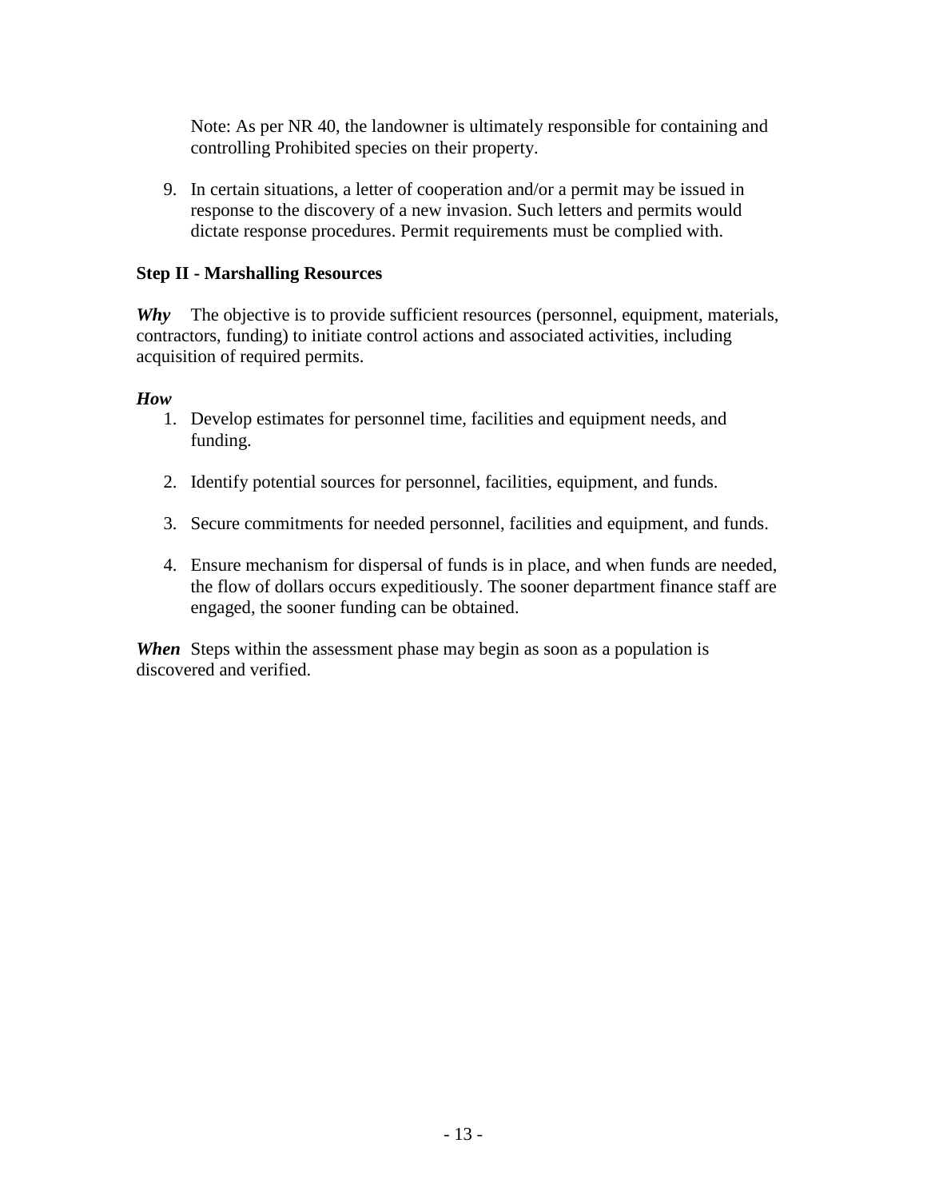Note: As per NR 40, the landowner is ultimately responsible for containing and controlling Prohibited species on their property.

9. In certain situations, a letter of cooperation and/or a permit may be issued in response to the discovery of a new invasion. Such letters and permits would dictate response procedures. Permit requirements must be complied with.

**Step II - Marshalling Resources**

***Why*** The objective is to provide sufficient resources (personnel, equipment, materials, contractors, funding) to initiate control actions and associated activities, including acquisition of required permits.

***How***

1. Develop estimates for personnel time, facilities and equipment needs, and funding.

2. Identify potential sources for personnel, facilities, equipment, and funds.

3. Secure commitments for needed personnel, facilities and equipment, and funds.

4. Ensure mechanism for dispersal of funds is in place, and when funds are needed, the flow of dollars occurs expeditiously. The sooner department finance staff are engaged, the sooner funding can be obtained.

***When*** Steps within the assessment phase may begin as soon as a population is discovered and verified.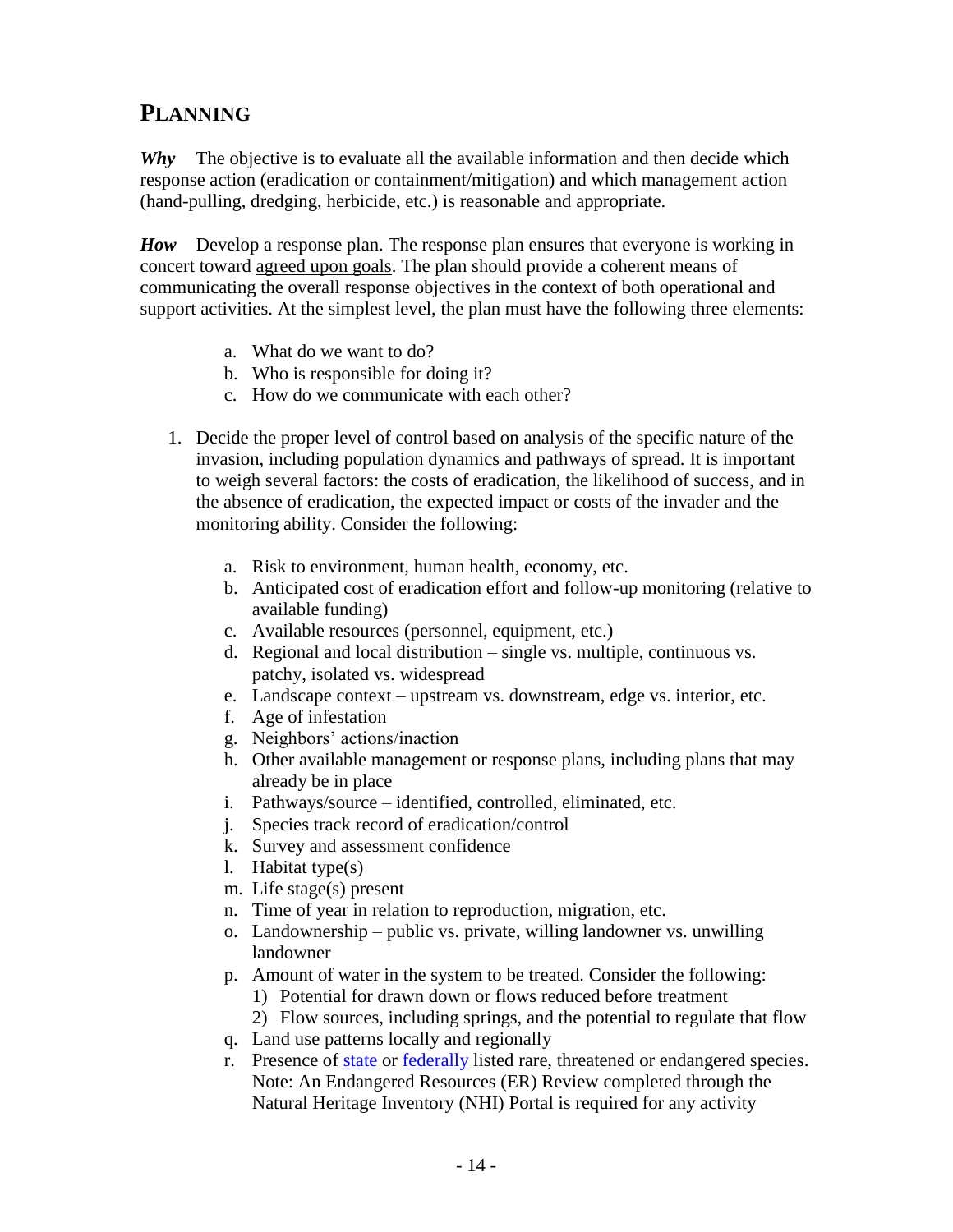## Planning

***Why*** The objective is to evaluate all the available information and then decide which response action (eradication or containment/mitigation) and which management action (hand-pulling, dredging, herbicide, etc.) is reasonable and appropriate.

***How*** Develop a response plan. The response plan ensures that everyone is working in concert toward agreed upon goals. The plan should provide a coherent means of communicating the overall response objectives in the context of both operational and support activities. At the simplest level, the plan must have the following three elements:

a. What do we want to do?
b. Who is responsible for doing it?
c. How do we communicate with each other?

1. Decide the proper level of control based on analysis of the specific nature of the invasion, including population dynamics and pathways of spread. It is important to weigh several factors: the costs of eradication, the likelihood of success, and in the absence of eradication, the expected impact or costs of the invader and the monitoring ability. Consider the following:

   a. Risk to environment, human health, economy, etc.
   b. Anticipated cost of eradication effort and follow-up monitoring (relative to available funding)
   c. Available resources (personnel, equipment, etc.)
   d. Regional and local distribution – single vs. multiple, continuous vs. patchy, isolated vs. widespread
   e. Landscape context – upstream vs. downstream, edge vs. interior, etc.
   f. Age of infestation
   g. Neighbors' actions/inaction
   h. Other available management or response plans, including plans that may already be in place
   i. Pathways/source – identified, controlled, eliminated, etc.
   j. Species track record of eradication/control
   k. Survey and assessment confidence
   l. Habitat type(s)
   m. Life stage(s) present
   n. Time of year in relation to reproduction, migration, etc.
   o. Landownership – public vs. private, willing landowner vs. unwilling landowner
   p. Amount of water in the system to be treated. Consider the following:
      1) Potential for drawn down or flows reduced before treatment
      2) Flow sources, including springs, and the potential to regulate that flow
   q. Land use patterns locally and regionally
   r. Presence of state or federally listed rare, threatened or endangered species. Note: An Endangered Resources (ER) Review completed through the Natural Heritage Inventory (NHI) Portal is required for any activity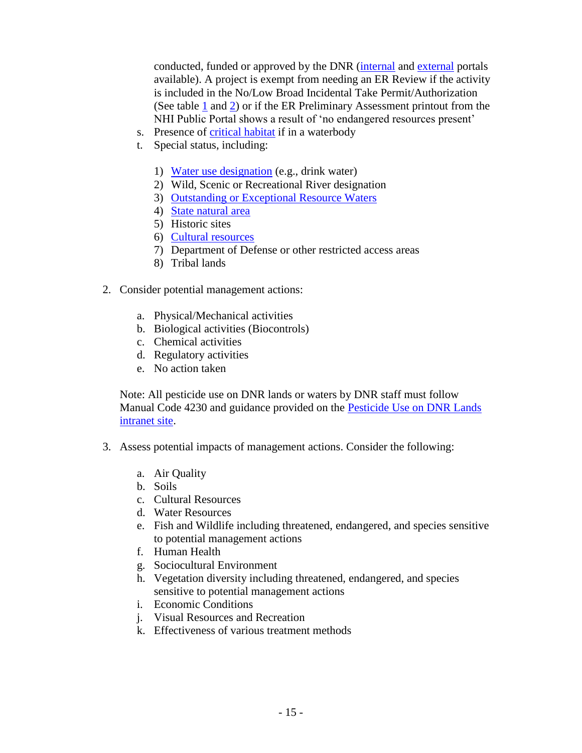conducted, funded or approved by the DNR (internal and external portals available). A project is exempt from needing an ER Review if the activity is included in the No/Low Broad Incidental Take Permit/Authorization (See table 1 and 2) or if the ER Preliminary Assessment printout from the NHI Public Portal shows a result of 'no endangered resources present'

s. Presence of critical habitat if in a waterbody
t. Special status, including:

    1) Water use designation (e.g., drink water)
    2) Wild, Scenic or Recreational River designation
    3) Outstanding or Exceptional Resource Waters
    4) State natural area
    5) Historic sites
    6) Cultural resources
    7) Department of Defense or other restricted access areas
    8) Tribal lands

2. Consider potential management actions:

    a. Physical/Mechanical activities
    b. Biological activities (Biocontrols)
    c. Chemical activities
    d. Regulatory activities
    e. No action taken

    Note: All pesticide use on DNR lands or waters by DNR staff must follow Manual Code 4230 and guidance provided on the Pesticide Use on DNR Lands intranet site.

3. Assess potential impacts of management actions. Consider the following:

    a. Air Quality
    b. Soils
    c. Cultural Resources
    d. Water Resources
    e. Fish and Wildlife including threatened, endangered, and species sensitive to potential management actions
    f. Human Health
    g. Sociocultural Environment
    h. Vegetation diversity including threatened, endangered, and species sensitive to potential management actions
    i. Economic Conditions
    j. Visual Resources and Recreation
    k. Effectiveness of various treatment methods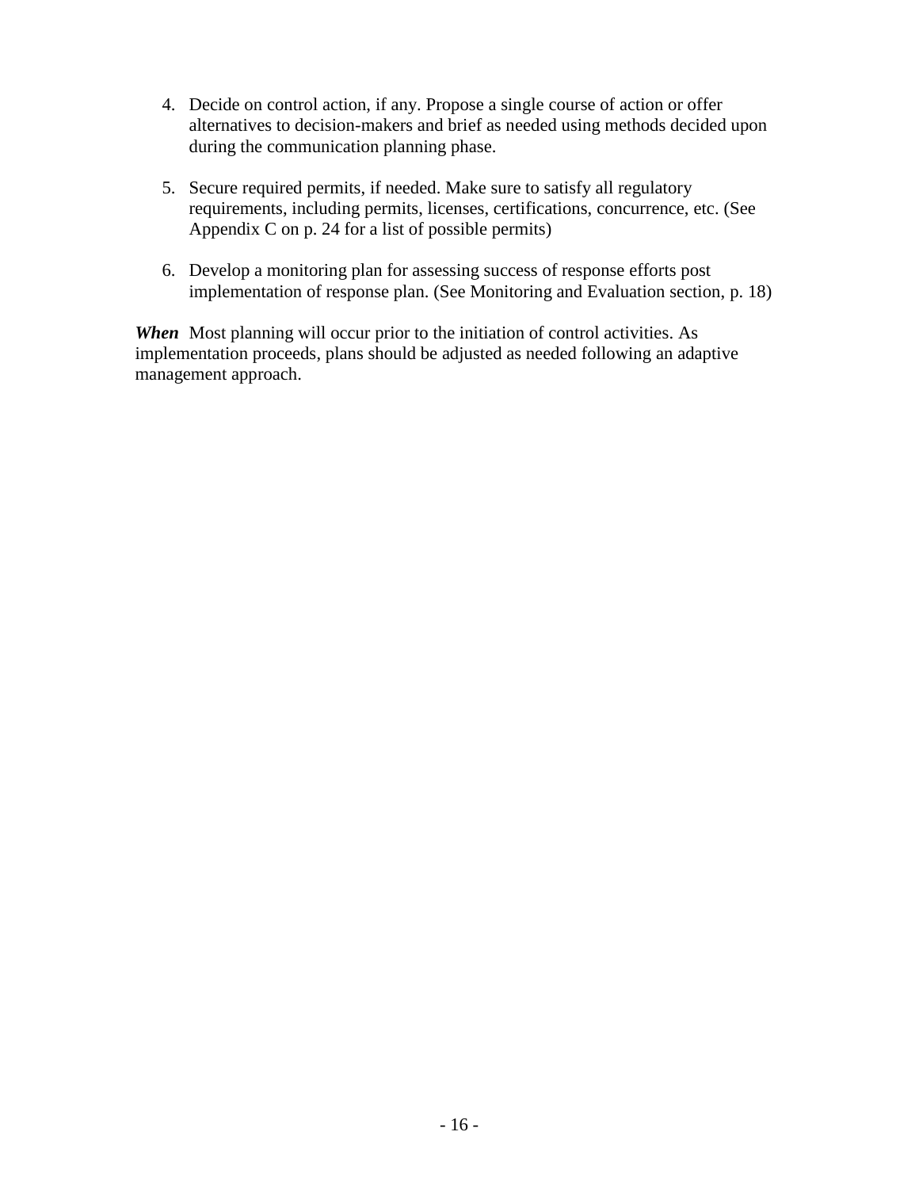4. Decide on control action, if any. Propose a single course of action or offer alternatives to decision-makers and brief as needed using methods decided upon during the communication planning phase.

5. Secure required permits, if needed. Make sure to satisfy all regulatory requirements, including permits, licenses, certifications, concurrence, etc. (See Appendix C on p. 24 for a list of possible permits)

6. Develop a monitoring plan for assessing success of response efforts post implementation of response plan. (See Monitoring and Evaluation section, p. 18)

***When*** Most planning will occur prior to the initiation of control activities. As implementation proceeds, plans should be adjusted as needed following an adaptive management approach.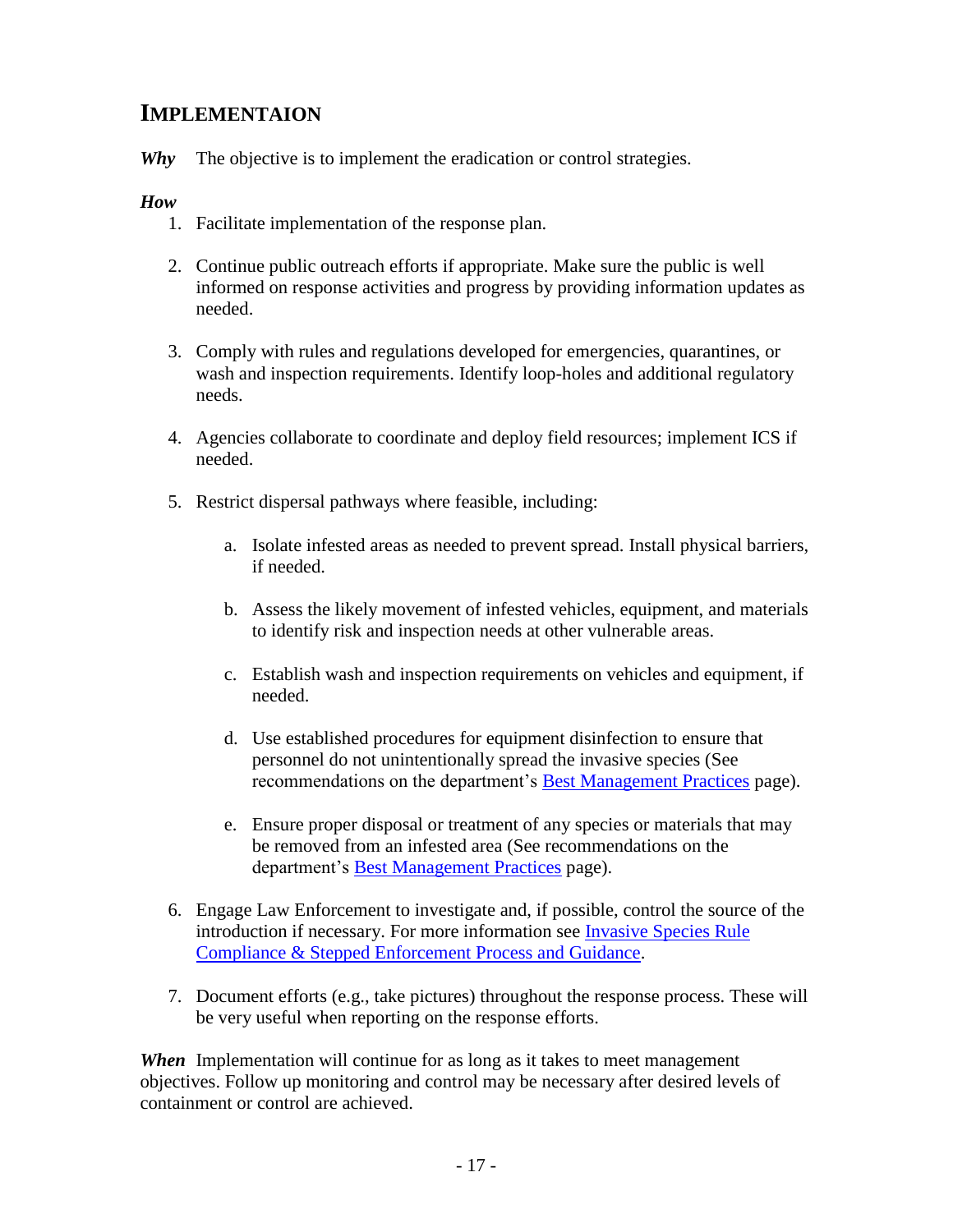## IMPLEMENTAION

***Why*** The objective is to implement the eradication or control strategies.

***How***

1. Facilitate implementation of the response plan.

2. Continue public outreach efforts if appropriate. Make sure the public is well informed on response activities and progress by providing information updates as needed.

3. Comply with rules and regulations developed for emergencies, quarantines, or wash and inspection requirements. Identify loop-holes and additional regulatory needs.

4. Agencies collaborate to coordinate and deploy field resources; implement ICS if needed.

5. Restrict dispersal pathways where feasible, including:

   a. Isolate infested areas as needed to prevent spread. Install physical barriers, if needed.

   b. Assess the likely movement of infested vehicles, equipment, and materials to identify risk and inspection needs at other vulnerable areas.

   c. Establish wash and inspection requirements on vehicles and equipment, if needed.

   d. Use established procedures for equipment disinfection to ensure that personnel do not unintentionally spread the invasive species (See recommendations on the department's Best Management Practices page).

   e. Ensure proper disposal or treatment of any species or materials that may be removed from an infested area (See recommendations on the department's Best Management Practices page).

6. Engage Law Enforcement to investigate and, if possible, control the source of the introduction if necessary. For more information see Invasive Species Rule Compliance & Stepped Enforcement Process and Guidance.

7. Document efforts (e.g., take pictures) throughout the response process. These will be very useful when reporting on the response efforts.

***When*** Implementation will continue for as long as it takes to meet management objectives. Follow up monitoring and control may be necessary after desired levels of containment or control are achieved.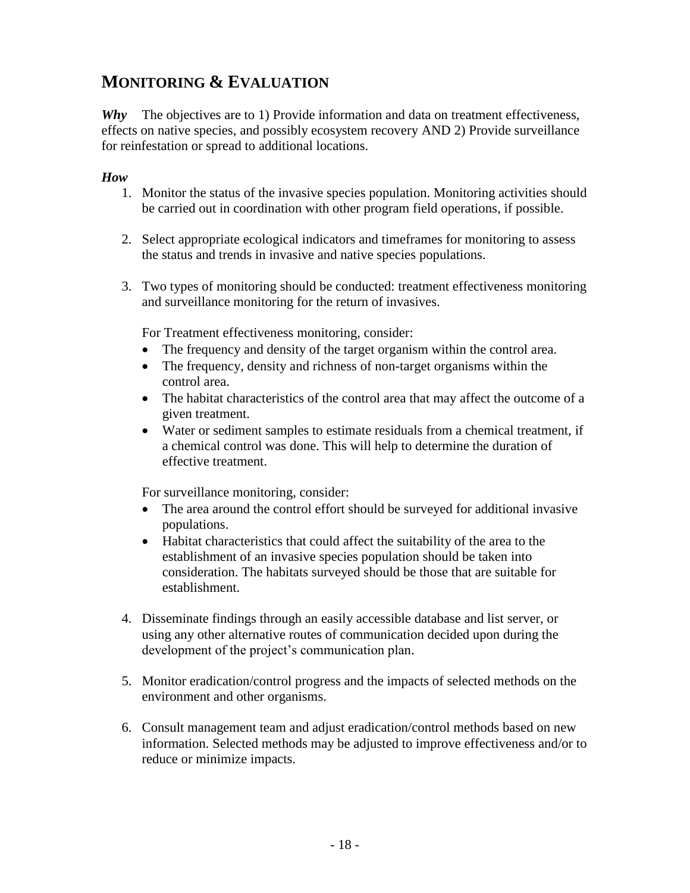## MONITORING & EVALUATION

***Why*** The objectives are to 1) Provide information and data on treatment effectiveness, effects on native species, and possibly ecosystem recovery AND 2) Provide surveillance for reinfestation or spread to additional locations.

***How***

1. Monitor the status of the invasive species population. Monitoring activities should be carried out in coordination with other program field operations, if possible.

2. Select appropriate ecological indicators and timeframes for monitoring to assess the status and trends in invasive and native species populations.

3. Two types of monitoring should be conducted: treatment effectiveness monitoring and surveillance monitoring for the return of invasives.

   For Treatment effectiveness monitoring, consider:

   - The frequency and density of the target organism within the control area.
   - The frequency, density and richness of non-target organisms within the control area.
   - The habitat characteristics of the control area that may affect the outcome of a given treatment.
   - Water or sediment samples to estimate residuals from a chemical treatment, if a chemical control was done. This will help to determine the duration of effective treatment.

   For surveillance monitoring, consider:

   - The area around the control effort should be surveyed for additional invasive populations.
   - Habitat characteristics that could affect the suitability of the area to the establishment of an invasive species population should be taken into consideration. The habitats surveyed should be those that are suitable for establishment.

4. Disseminate findings through an easily accessible database and list server, or using any other alternative routes of communication decided upon during the development of the project's communication plan.

5. Monitor eradication/control progress and the impacts of selected methods on the environment and other organisms.

6. Consult management team and adjust eradication/control methods based on new information. Selected methods may be adjusted to improve effectiveness and/or to reduce or minimize impacts.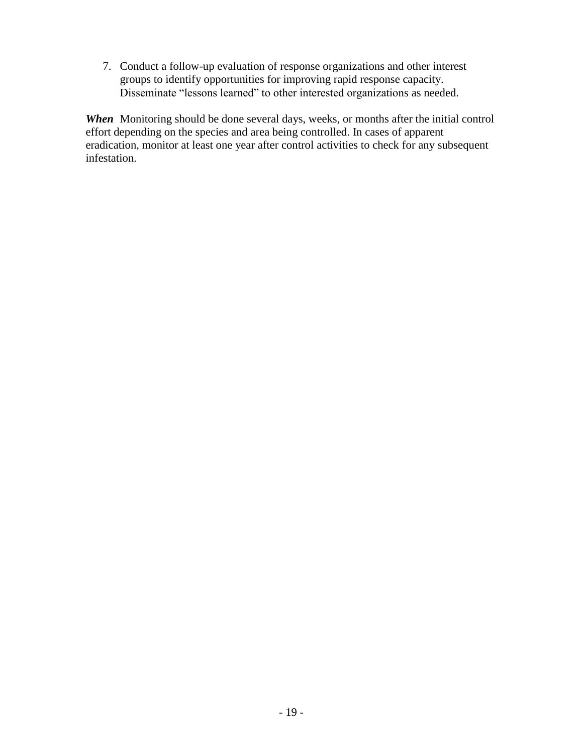7. Conduct a follow-up evaluation of response organizations and other interest groups to identify opportunities for improving rapid response capacity. Disseminate "lessons learned" to other interested organizations as needed.

***When*** Monitoring should be done several days, weeks, or months after the initial control effort depending on the species and area being controlled. In cases of apparent eradication, monitor at least one year after control activities to check for any subsequent infestation.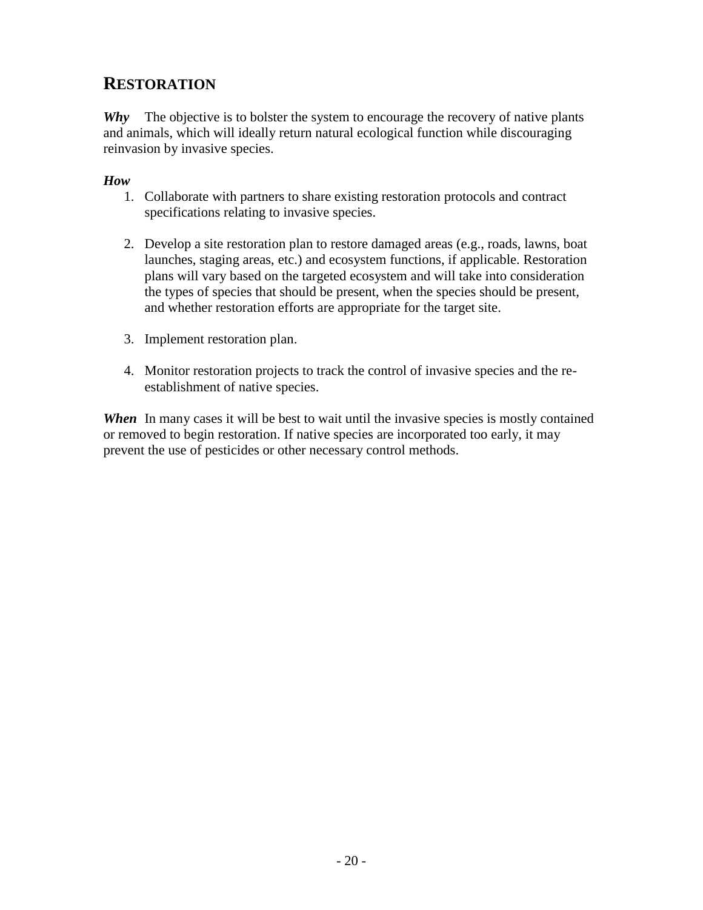## RESTORATION

***Why*** The objective is to bolster the system to encourage the recovery of native plants and animals, which will ideally return natural ecological function while discouraging reinvasion by invasive species.

***How***

1. Collaborate with partners to share existing restoration protocols and contract specifications relating to invasive species.

2. Develop a site restoration plan to restore damaged areas (e.g., roads, lawns, boat launches, staging areas, etc.) and ecosystem functions, if applicable. Restoration plans will vary based on the targeted ecosystem and will take into consideration the types of species that should be present, when the species should be present, and whether restoration efforts are appropriate for the target site.

3. Implement restoration plan.

4. Monitor restoration projects to track the control of invasive species and the re-establishment of native species.

***When*** In many cases it will be best to wait until the invasive species is mostly contained or removed to begin restoration. If native species are incorporated too early, it may prevent the use of pesticides or other necessary control methods.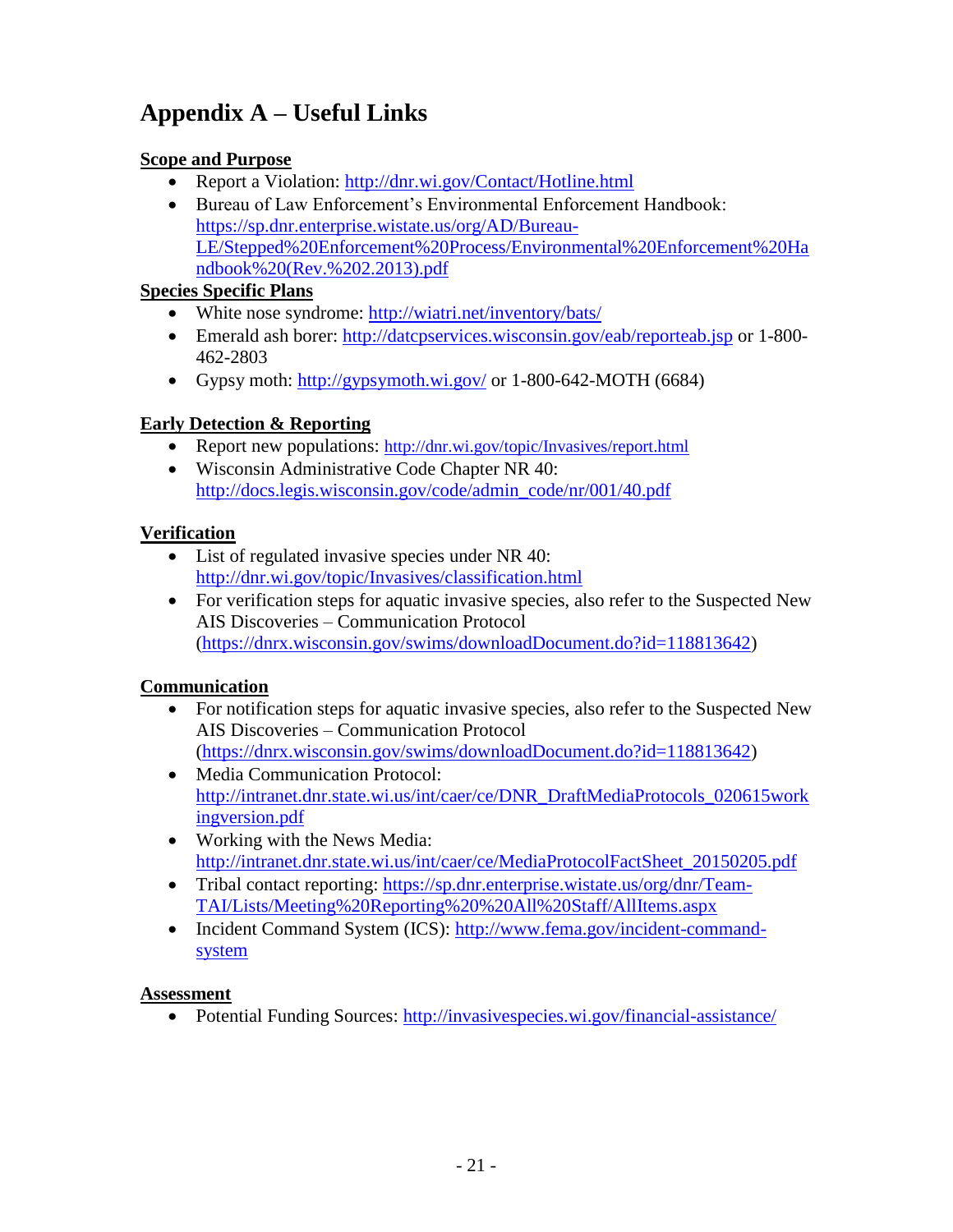# Appendix A – Useful Links

**Scope and Purpose**

- Report a Violation: http://dnr.wi.gov/Contact/Hotline.html
- Bureau of Law Enforcement's Environmental Enforcement Handbook: https://sp.dnr.enterprise.wistate.us/org/AD/Bureau-LE/Stepped%20Enforcement%20Process/Environmental%20Enforcement%20Handbook%20(Rev.%202.2013).pdf

**Species Specific Plans**

- White nose syndrome: http://wiatri.net/inventory/bats/
- Emerald ash borer: http://datcpservices.wisconsin.gov/eab/reporteab.jsp or 1-800-462-2803
- Gypsy moth: http://gypsymoth.wi.gov/ or 1-800-642-MOTH (6684)

**Early Detection & Reporting**

- Report new populations: http://dnr.wi.gov/topic/Invasives/report.html
- Wisconsin Administrative Code Chapter NR 40: http://docs.legis.wisconsin.gov/code/admin_code/nr/001/40.pdf

**Verification**

- List of regulated invasive species under NR 40: http://dnr.wi.gov/topic/Invasives/classification.html
- For verification steps for aquatic invasive species, also refer to the Suspected New AIS Discoveries – Communication Protocol (https://dnrx.wisconsin.gov/swims/downloadDocument.do?id=118813642)

**Communication**

- For notification steps for aquatic invasive species, also refer to the Suspected New AIS Discoveries – Communication Protocol (https://dnrx.wisconsin.gov/swims/downloadDocument.do?id=118813642)
- Media Communication Protocol: http://intranet.dnr.state.wi.us/int/caer/ce/DNR_DraftMediaProtocols_020615workingversion.pdf
- Working with the News Media: http://intranet.dnr.state.wi.us/int/caer/ce/MediaProtocolFactSheet_20150205.pdf
- Tribal contact reporting: https://sp.dnr.enterprise.wistate.us/org/dnr/Team-TAI/Lists/Meeting%20Reporting%20%20All%20Staff/AllItems.aspx
- Incident Command System (ICS): http://www.fema.gov/incident-command-system

**Assessment**

- Potential Funding Sources: http://invasivespecies.wi.gov/financial-assistance/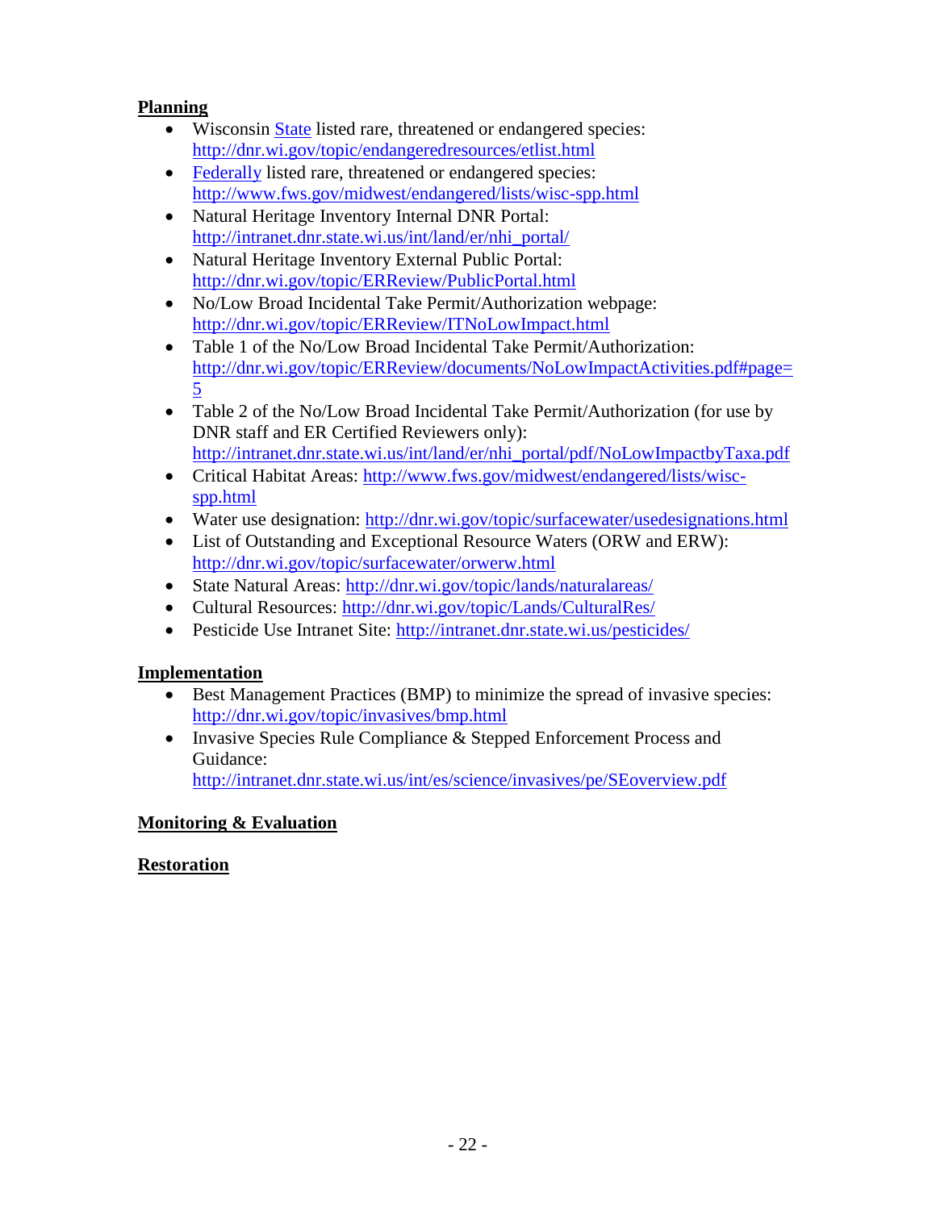**Planning**

- Wisconsin State listed rare, threatened or endangered species: http://dnr.wi.gov/topic/endangeredresources/etlist.html
- Federally listed rare, threatened or endangered species: http://www.fws.gov/midwest/endangered/lists/wisc-spp.html
- Natural Heritage Inventory Internal DNR Portal: http://intranet.dnr.state.wi.us/int/land/er/nhi_portal/
- Natural Heritage Inventory External Public Portal: http://dnr.wi.gov/topic/ERReview/PublicPortal.html
- No/Low Broad Incidental Take Permit/Authorization webpage: http://dnr.wi.gov/topic/ERReview/ITNoLowImpact.html
- Table 1 of the No/Low Broad Incidental Take Permit/Authorization: http://dnr.wi.gov/topic/ERReview/documents/NoLowImpactActivities.pdf#page=5
- Table 2 of the No/Low Broad Incidental Take Permit/Authorization (for use by DNR staff and ER Certified Reviewers only): http://intranet.dnr.state.wi.us/int/land/er/nhi_portal/pdf/NoLowImpactbyTaxa.pdf
- Critical Habitat Areas: http://www.fws.gov/midwest/endangered/lists/wisc-spp.html
- Water use designation: http://dnr.wi.gov/topic/surfacewater/usedesignations.html
- List of Outstanding and Exceptional Resource Waters (ORW and ERW): http://dnr.wi.gov/topic/surfacewater/orwerw.html
- State Natural Areas: http://dnr.wi.gov/topic/lands/naturalareas/
- Cultural Resources: http://dnr.wi.gov/topic/Lands/CulturalRes/
- Pesticide Use Intranet Site: http://intranet.dnr.state.wi.us/pesticides/

**Implementation**

- Best Management Practices (BMP) to minimize the spread of invasive species: http://dnr.wi.gov/topic/invasives/bmp.html
- Invasive Species Rule Compliance & Stepped Enforcement Process and Guidance: http://intranet.dnr.state.wi.us/int/es/science/invasives/pe/SEoverview.pdf

**Monitoring & Evaluation**

**Restoration**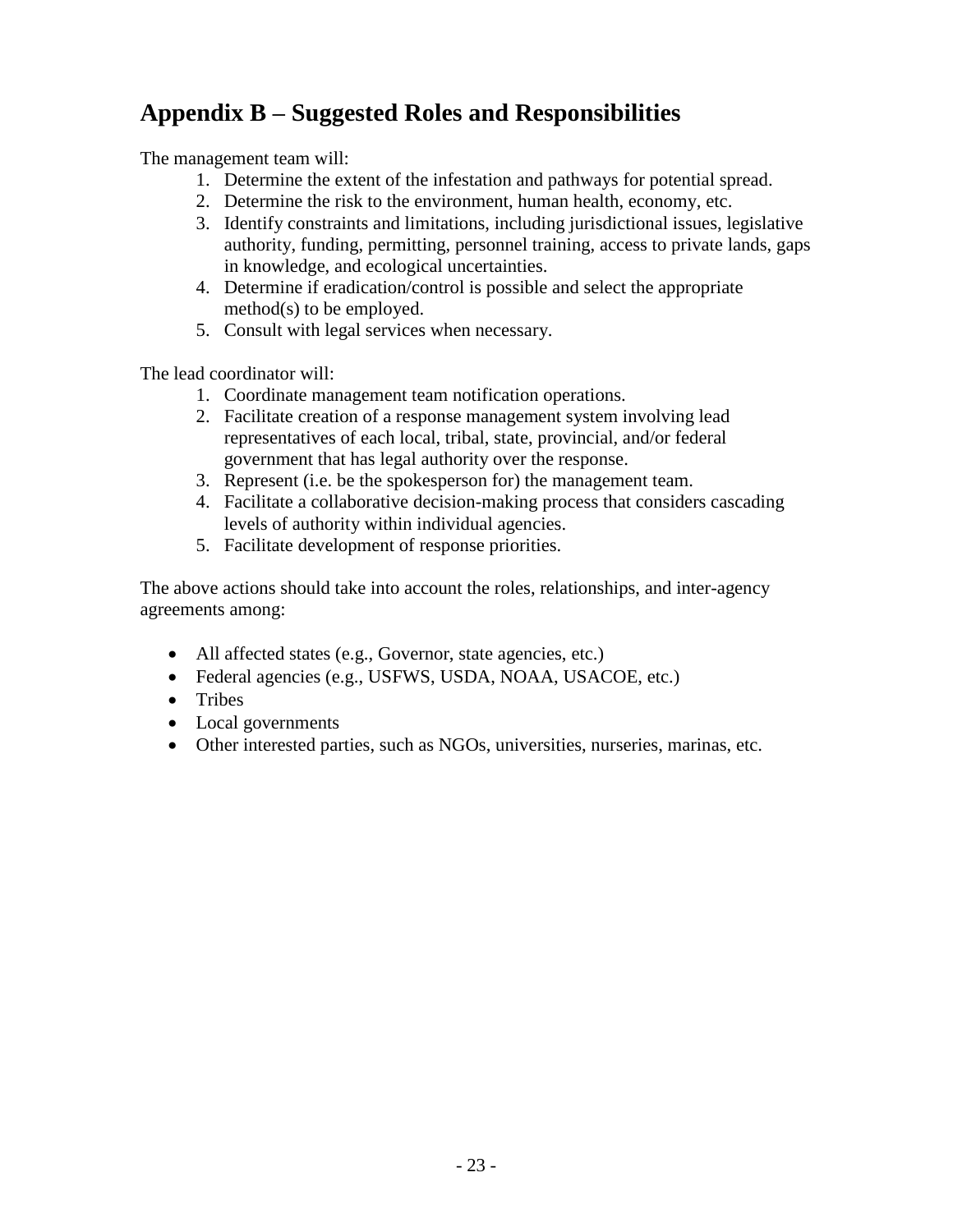## Appendix B – Suggested Roles and Responsibilities

The management team will:

1. Determine the extent of the infestation and pathways for potential spread.
2. Determine the risk to the environment, human health, economy, etc.
3. Identify constraints and limitations, including jurisdictional issues, legislative authority, funding, permitting, personnel training, access to private lands, gaps in knowledge, and ecological uncertainties.
4. Determine if eradication/control is possible and select the appropriate method(s) to be employed.
5. Consult with legal services when necessary.

The lead coordinator will:

1. Coordinate management team notification operations.
2. Facilitate creation of a response management system involving lead representatives of each local, tribal, state, provincial, and/or federal government that has legal authority over the response.
3. Represent (i.e. be the spokesperson for) the management team.
4. Facilitate a collaborative decision-making process that considers cascading levels of authority within individual agencies.
5. Facilitate development of response priorities.

The above actions should take into account the roles, relationships, and inter-agency agreements among:

- All affected states (e.g., Governor, state agencies, etc.)
- Federal agencies (e.g., USFWS, USDA, NOAA, USACOE, etc.)
- Tribes
- Local governments
- Other interested parties, such as NGOs, universities, nurseries, marinas, etc.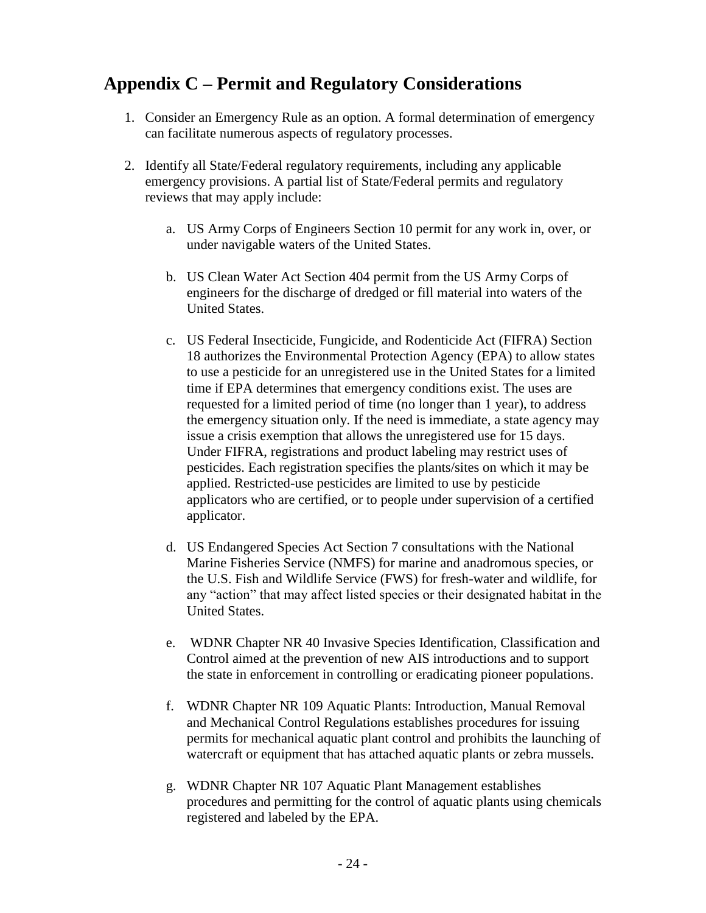## Appendix C – Permit and Regulatory Considerations

1. Consider an Emergency Rule as an option. A formal determination of emergency can facilitate numerous aspects of regulatory processes.

2. Identify all State/Federal regulatory requirements, including any applicable emergency provisions. A partial list of State/Federal permits and regulatory reviews that may apply include:

   a. US Army Corps of Engineers Section 10 permit for any work in, over, or under navigable waters of the United States.

   b. US Clean Water Act Section 404 permit from the US Army Corps of engineers for the discharge of dredged or fill material into waters of the United States.

   c. US Federal Insecticide, Fungicide, and Rodenticide Act (FIFRA) Section 18 authorizes the Environmental Protection Agency (EPA) to allow states to use a pesticide for an unregistered use in the United States for a limited time if EPA determines that emergency conditions exist. The uses are requested for a limited period of time (no longer than 1 year), to address the emergency situation only. If the need is immediate, a state agency may issue a crisis exemption that allows the unregistered use for 15 days. Under FIFRA, registrations and product labeling may restrict uses of pesticides. Each registration specifies the plants/sites on which it may be applied. Restricted-use pesticides are limited to use by pesticide applicators who are certified, or to people under supervision of a certified applicator.

   d. US Endangered Species Act Section 7 consultations with the National Marine Fisheries Service (NMFS) for marine and anadromous species, or the U.S. Fish and Wildlife Service (FWS) for fresh-water and wildlife, for any "action" that may affect listed species or their designated habitat in the United States.

   e. WDNR Chapter NR 40 Invasive Species Identification, Classification and Control aimed at the prevention of new AIS introductions and to support the state in enforcement in controlling or eradicating pioneer populations.

   f. WDNR Chapter NR 109 Aquatic Plants: Introduction, Manual Removal and Mechanical Control Regulations establishes procedures for issuing permits for mechanical aquatic plant control and prohibits the launching of watercraft or equipment that has attached aquatic plants or zebra mussels.

   g. WDNR Chapter NR 107 Aquatic Plant Management establishes procedures and permitting for the control of aquatic plants using chemicals registered and labeled by the EPA.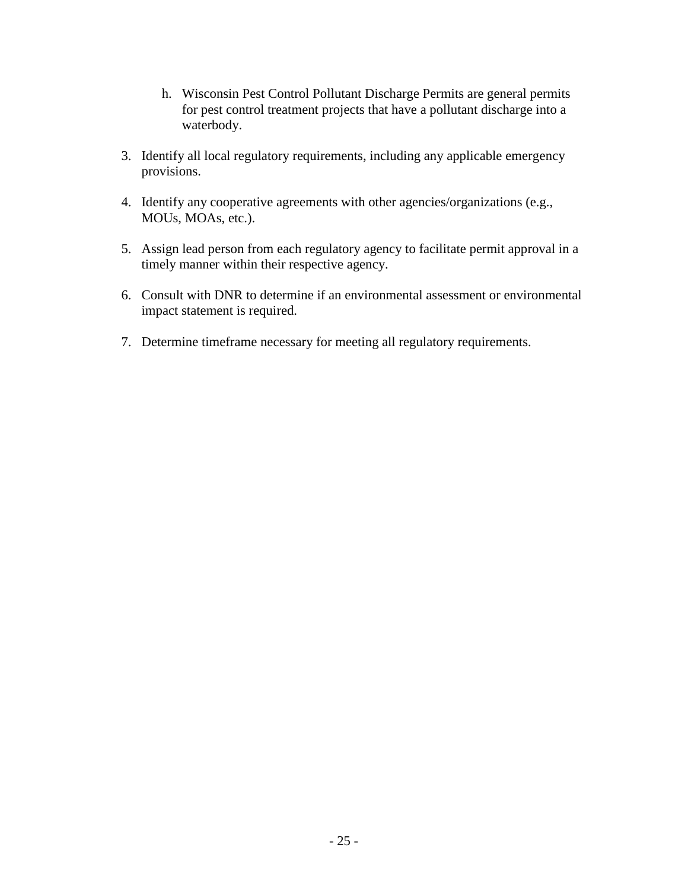h. Wisconsin Pest Control Pollutant Discharge Permits are general permits for pest control treatment projects that have a pollutant discharge into a waterbody.

3. Identify all local regulatory requirements, including any applicable emergency provisions.

4. Identify any cooperative agreements with other agencies/organizations (e.g., MOUs, MOAs, etc.).

5. Assign lead person from each regulatory agency to facilitate permit approval in a timely manner within their respective agency.

6. Consult with DNR to determine if an environmental assessment or environmental impact statement is required.

7. Determine timeframe necessary for meeting all regulatory requirements.